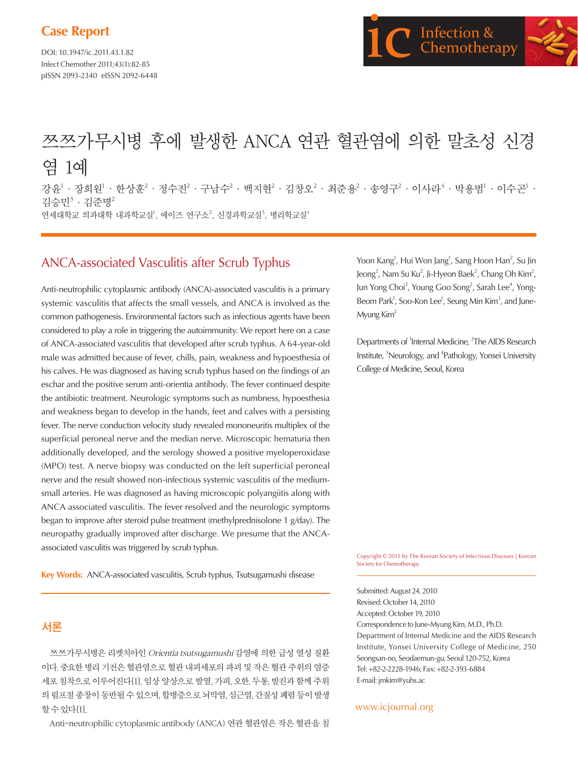**Case Report**

DOI: 10.3947/ic.2011.43.1.82
Infect Chemother 2011;43(1):82-85
pISSN 2093-2340 eISSN 2092-6448

# 쯔쯔가무시병 후에 발생한 ANCA 연관 혈관염에 의한 말초성 신경염 1예

강윤[1] · 장희원[1] · 한상훈[2] · 정수진[2] · 구남수[2] · 백지현[2] · 김창오[2] · 최준용[2] · 송영구[2] · 이사라[4] · 박용범[1] · 이수곤[1] · 김승민[3] · 김준명[2]

연세대학교 의과대학 내과학교실[1], 에이즈 연구소[2], 신경과학교실[3], 병리학교실[4]

## ANCA-associated Vasculitis after Scrub Typhus

Anti-neutrophilic cytoplasmic antibody (ANCA)-associated vasculitis is a primary systemic vasculitis that affects the small vessels, and ANCA is involved as the common pathogenesis. Environmental factors such as infectious agents have been considered to play a role in triggering the autoimmunity. We report here on a case of ANCA-associated vasculitis that developed after scrub typhus. A 64-year-old male was admitted because of fever, chills, pain, weakness and hypoesthesia of his calves. He was diagnosed as having scrub typhus based on the findings of an eschar and the positive serum anti-orientia antibody. The fever continued despite the antibiotic treatment. Neurologic symptoms such as numbness, hypoesthesia and weakness began to develop in the hands, feet and calves with a persisting fever. The nerve conduction velocity study revealed mononeuritis multiplex of the superficial peroneal nerve and the median nerve. Microscopic hematuria then additionally developed, and the serology showed a positive myeloperoxidase (MPO) test. A nerve biopsy was conducted on the left superficial peroneal nerve and the result showed non-infectious systemic vasculitis of the medium-small arteries. He was diagnosed as having microscopic polyangiitis along with ANCA associated vasculitis. The fever resolved and the neurologic symptoms began to improve after steroid pulse treatment (methylprednisolone 1 g/day). The neuropathy gradually improved after discharge. We presume that the ANCA-associated vasculitis was triggered by scrub typhus.

**Key Words:** ANCA-associated vasculitis, Scrub typhus, Tsutsugamushi disease

Yoon Kang[1], Hui Won Jang[1], Sang Hoon Han[2], Su Jin Jeong[2], Nam Su Ku[2], Ji-Hyeon Baek[2], Chang Oh Kim[2], Jun Yong Choi[2], Young Goo Song[2], Sarah Lee[4], Yong-Beom Park[1], Soo-Kon Lee[1], Seung Min Kim[3], and June-Myung Kim[2]

Departments of [1]Internal Medicine, [2]The AIDS Research Institute, [3]Neurology, and [4]Pathology, Yonsei University College of Medicine, Seoul, Korea

Copyright © 2011 by The Korean Society of Infectious Diseases | Korean Society for Chemotherapy

Submitted: August 24, 2010
Revised: October 14, 2010
Accepted: October 19, 2010
Correspondence to June-Myung Kim, M.D., Ph.D.
Department of Internal Medicine and the AIDS Research Institute, Yonsei University College of Medicine, 250 Seongsan-no, Seodaemun-gu, Seoul 120-752, Korea
Tel: +82-2-2228-1946; Fax: +82-2-393-6884
E-mail: jmkim@yuhs.ac

www.icjournal.org

## 서론

쯔쯔가무시병은 리켓치아인 *Orientia tsutsugamushi* 감염에 의한 급성 열성 질환이다. 중요한 병리 기전은 혈관염으로 혈관 내피세포의 파괴 및 작은 혈관 주위의 염증세포 침착으로 이루어진다[1]. 임상 양상으로 발열, 가피, 오한, 두통, 발진과 함께 주위의 림프절 종창이 동반될 수 있으며, 합병증으로 뇌막염, 심근염, 간질성 폐렴 등이 발생할 수 있다[1].

Anti-neutrophilic cytoplasmic antibody (ANCA) 연관 혈관염은 작은 혈관을 침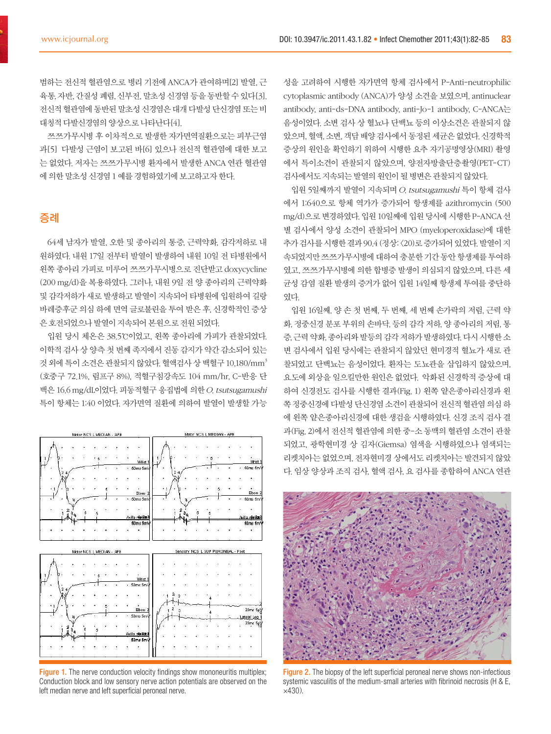범하는 전신적 혈관염으로 병리 기전에 ANCA가 관여하며[2] 발열, 근육통, 자반, 간질성 폐렴, 신부전, 말초성 신경염 등을 동반할 수 있다[3]. 전신적 혈관염에 동반된 말초성 신경염은 대개 다발성 단신경염 또는 비대칭적 다발신경염의 양상으로 나타난다[4].

쯔쯔가무시병 후 이차적으로 발생한 자가면역질환으로는 피부근염과[5] 다발성 근염이 보고된 바[6] 있으나 전신적 혈관염에 대한 보고는 없었다. 저자는 쯔쯔가무시병 환자에서 발생한 ANCA 연관 혈관염에 의한 말초성 신경염 1 예를 경험하였기에 보고하고자 한다.

## 증례

64세 남자가 발열, 오한 및 종아리의 통증, 근력약화, 감각저하로 내원하였다. 내원 17일 전부터 발열이 발생하여 내원 10일 전 타병원에서 왼쪽 종아리 가피로 미루어 쯔쯔가무시병으로 진단받고 doxycycline (200 mg/d)을 복용하였다. 그러나, 내원 9일 전 양 종아리의 근력약화 및 감각저하가 새로 발생하고 발열이 지속되어 타병원에 입원하여 길랑바레증후군 의심 하에 면역 글로불린을 투여 받은 후, 신경학적인 증상은 호전되었으나 발열이 지속되어 본원으로 전원 되었다.

입원 당시 체온은 38.5℃이었고, 왼쪽 종아리에 가피가 관찰되었다. 이학적 검사 상 양측 첫 번째 족지에서 진동 감지가 약간 감소되어 있는 것 외에 특이 소견은 관찰되지 않았다. 혈액검사 상 백혈구 10,180/mm$^3$ (호중구 72.1%, 림프구 8%), 적혈구침강속도 104 mm/hr, C-반응 단백은 16.6 mg/dL이었다. 피동적혈구 응집법에 의한 *O. tsutsugamushi* 특이 항체는 1:40 이었다. 자가면역 질환에 의하여 발열이 발생할 가능성을 고려하여 시행한 자가면역 항체 검사에서 P-Anti-neutrophilic cytoplasmic antibody (ANCA)가 양성 소견을 보였으며, antinuclear antibody, anti-ds-DNA antibody, anti-Jo-1 antibody, C-ANCA는 음성이었다. 소변 검사 상 혈뇨나 단백뇨 등의 이상소견은 관찰되지 않았으며, 혈액, 소변, 객담 배양 검사에서 동정된 세균은 없었다. 신경학적 증상의 원인을 확인하기 위하여 시행한 요추 자기공명영상(MRI) 촬영에서 특이소견이 관찰되지 않았으며, 양전자방출단층촬영(PET-CT) 검사에서도 지속되는 발열의 원인이 될 병변은 관찰되지 않았다.

입원 5일째까지 발열이 지속되며 *O. tsutsugamushi* 특이 항체 검사에서 1:640으로 항체 역가가 증가되어 항생제를 azithromycin (500 mg/d)으로 변경하였다. 입원 10일째에 입원 당시에 시행한 P-ANCA 선별 검사에서 양성 소견이 관찰되어 MPO (myeloperoxidase)에 대한 추가 검사를 시행한 결과 90.4 (정상: <20)로 증가되어 있었다. 발열이 지속되었지만 쯔쯔가무시병에 대하여 충분한 기간 동안 항생제를 투여하였고, 쯔쯔가무시병에 의한 합병증 발생이 의심되지 않았으며, 다른 세균성 감염 질환 발생의 증거가 없어 입원 14일째 항생제 투여를 중단하였다.

입원 16일째, 양 손 첫 번째, 두 번째, 세 번째 손가락의 저림, 근력 약화, 정중신경 분포 부위의 손바닥, 등의 감각 저하, 양 종아리의 저림, 통증, 근력 약화, 종아리와 발등의 감각 저하가 발생하였다. 다시 시행한 소변 검사에서 입원 당시에는 관찰되지 않았던 현미경적 혈뇨가 새로 관찰되었고 단백뇨는 음성이었다. 환자는 도뇨관을 삽입하지 않았으며, 요도에 외상을 일으킬만한 원인은 없었다. 악화된 신경학적 증상에 대하여 신경전도 검사를 시행한 결과(Fig. 1) 왼쪽 얕은종아리신경과 왼쪽 정중신경에 다발성 단신경염 소견이 관찰되어 전신적 혈관염 의심 하에 왼쪽 얕은종아리신경에 대한 생검을 시행하였다. 신경 조직 검사 결과(Fig. 2)에서 전신적 혈관염에 의한 중-소 동맥의 혈관염 소견이 관찰되었고, 광학현미경 상 김자(Giemsa) 염색을 시행하였으나 염색되는 리켓치아는 없었으며, 전자현미경 상에서도 리켓치아는 발견되지 않았다. 임상 양상과 조직 검사, 혈액 검사, 요 검사를 종합하여 ANCA 연관

Figure 1. The nerve conduction velocity findings show mononeuritis multiplex; Conduction block and low sensory nerve action potentials are observed on the left median nerve and left superficial peroneal nerve.

Figure 2. The biopsy of the left superficial peroneal nerve shows non-infectious systemic vasculitis of the medium-small arteries with fibrinoid necrosis (H & E, ×430).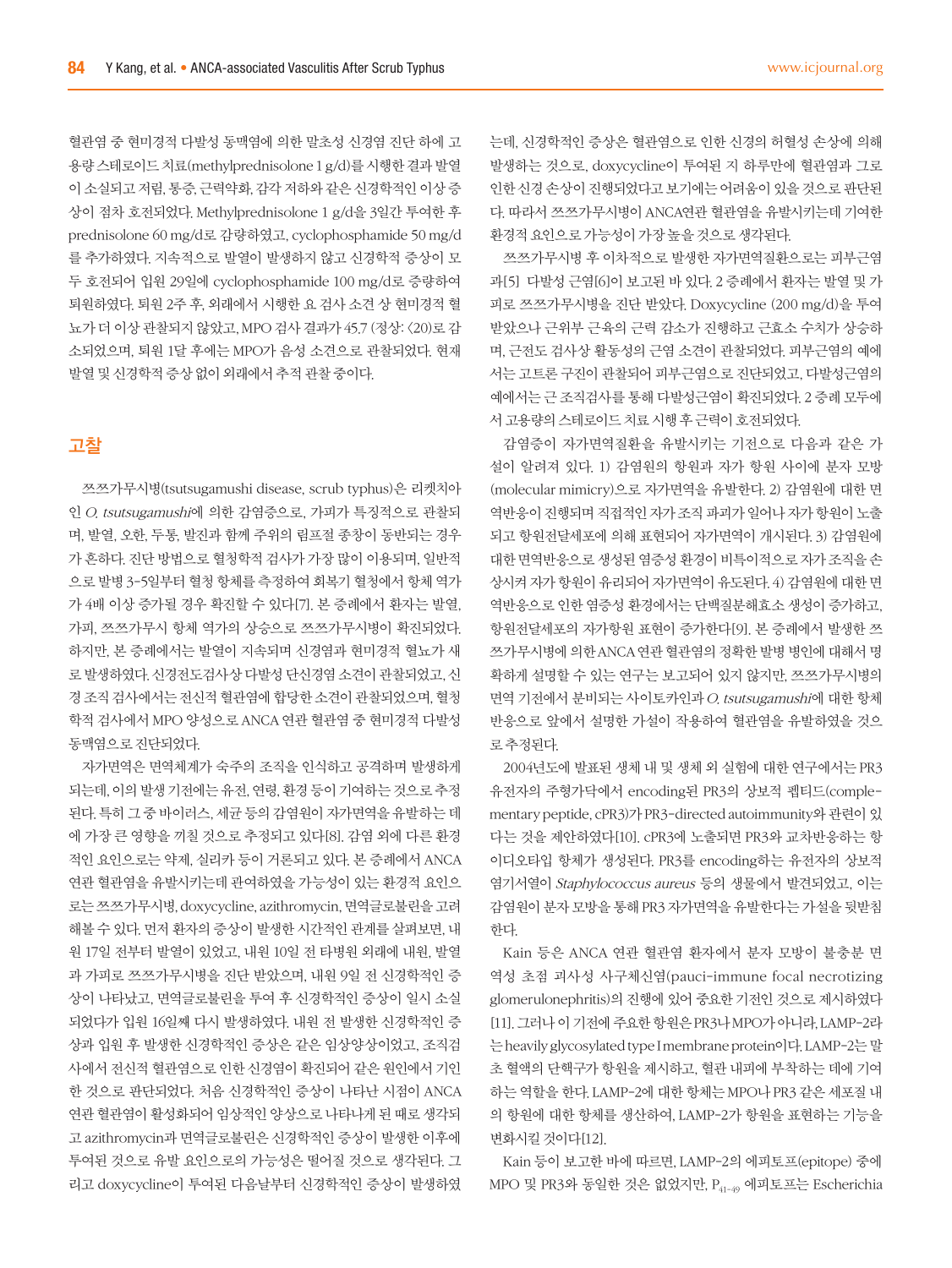혈관염 중 현미경적 다발성 동맥염에 의한 말초성 신경염 진단 하에 고용량 스테로이드 치료(methylprednisolone 1 g/d)를 시행한 결과 발열이 소실되고 저림, 통증, 근력약화, 감각 저하와 같은 신경학적인 이상 증상이 점차 호전되었다. Methylprednisolone 1 g/d을 3일간 투여한 후 prednisolone 60 mg/d로 감량하였고, cyclophosphamide 50 mg/d를 추가하였다. 지속적으로 발열이 발생하지 않고 신경학적 증상이 모두 호전되어 입원 29일에 cyclophosphamide 100 mg/d로 증량하여 퇴원하였다. 퇴원 2주 후, 외래에서 시행한 요 검사 소견 상 현미경적 혈뇨가 더 이상 관찰되지 않았고, MPO 검사 결과가 45.7 (정상: <20)로 감소되었으며, 퇴원 1달 후에는 MPO가 음성 소견으로 관찰되었다. 현재 발열 및 신경학적 증상 없이 외래에서 추적 관찰 중이다.

## 고찰

쯔쯔가무시병(tsutsugamushi disease, scrub typhus)은 리켓치아인 *O. tsutsugamushi*에 의한 감염증으로, 가피가 특징적으로 관찰되며, 발열, 오한, 두통, 발진과 함께 주위의 림프절 종창이 동반되는 경우가 흔하다. 진단 방법으로 혈청학적 검사가 가장 많이 이용되며, 일반적으로 발병 3-5일부터 혈청 항체를 측정하여 회복기 혈청에서 항체 역가가 4배 이상 증가될 경우 확진할 수 있다[7]. 본 증례에서 환자는 발열, 가피, 쯔쯔가무시 항체 역가의 상승으로 쯔쯔가무시병이 확진되었다. 하지만, 본 증례에서는 발열이 지속되며 신경염과 현미경적 혈뇨가 새로 발생하였다. 신경전도검사상 다발성 단신경염 소견이 관찰되었고, 신경 조직 검사에서는 전신적 혈관염에 합당한 소견이 관찰되었으며, 혈청학적 검사에서 MPO 양성으로 ANCA 연관 혈관염 중 현미경적 다발성 동맥염으로 진단되었다.

자가면역은 면역체계가 숙주의 조직을 인식하고 공격하며 발생하게 되는데, 이의 발생 기전에는 유전, 연령, 환경 등이 기여하는 것으로 추정된다. 특히 그 중 바이러스, 세균 등의 감염원이 자가면역을 유발하는 데에 가장 큰 영향을 끼칠 것으로 추정되고 있다[8]. 감염 외에 다른 환경적인 요인으로는 약제, 실리카 등이 거론되고 있다. 본 증례에서 ANCA 연관 혈관염을 유발시키는데 관여하였을 가능성이 있는 환경적 요인으로는 쯔쯔가무시병, doxycycline, azithromycin, 면역글로불린을 고려해볼 수 있다. 먼저 환자의 증상이 발생한 시간적인 관계를 살펴보면, 내원 17일 전부터 발열이 있었고, 내원 10일 전 타병원 외래에 내원, 발열과 가피로 쯔쯔가무시병을 진단 받았으며, 내원 9일 전 신경학적인 증상이 나타났고, 면역글로불린을 투여 후 신경학적인 증상이 일시 소실되었다가 입원 16일째 다시 발생하였다. 내원 전 발생한 신경학적인 증상과 입원 후 발생한 신경학적인 증상은 같은 임상양상이었고, 조직검사에서 전신적 혈관염으로 인한 신경염이 확진되어 같은 원인에서 기인한 것으로 판단되었다. 처음 신경학적인 증상이 나타난 시점이 ANCA 연관 혈관염이 활성화되어 임상적인 양상으로 나타나게 된 때로 생각되고 azithromycin과 면역글로불린은 신경학적인 증상이 발생한 이후에 투여된 것으로 유발 요인으로의 가능성은 떨어질 것으로 생각된다. 그리고 doxycycline이 투여된 다음날부터 신경학적인 증상이 발생하였는데, 신경학적인 증상은 혈관염으로 인한 신경의 허혈성 손상에 의해 발생하는 것으로, doxycycline이 투여된 지 하루만에 혈관염과 그로 인한 신경 손상이 진행되었다고 보기에는 어려움이 있을 것으로 판단된다. 따라서 쯔쯔가무시병이 ANCA연관 혈관염을 유발시키는데 기여한 환경적 요인으로 가능성이 가장 높을 것으로 생각된다.

쯔쯔가무시병 후 이차적으로 발생한 자가면역질환으로는 피부근염과[5] 다발성 근염[6]이 보고된 바 있다. 2 증례에서 환자는 발열 및 가피로 쯔쯔가무시병을 진단 받았다. Doxycycline (200 mg/d)을 투여 받았으나 근위부 근육의 근력 감소가 진행하고 근효소 수치가 상승하며, 근전도 검사상 활동성의 근염 소견이 관찰되었다. 피부근염의 예에서는 고트론 구진이 관찰되어 피부근염으로 진단되었고, 다발성근염의 예에서는 근 조직검사를 통해 다발성근염이 확진되었다. 2 증례 모두에서 고용량의 스테로이드 치료 시행 후 근력이 호전되었다.

감염증이 자가면역질환을 유발시키는 기전으로 다음과 같은 가설이 알려져 있다. 1) 감염원의 항원과 자가 항원 사이에 분자 모방(molecular mimicry)으로 자가면역을 유발한다. 2) 감염원에 대한 면역반응이 진행되며 직접적인 자가 조직 파괴가 일어나 자가 항원이 노출되고 항원전달세포에 의해 표현되어 자가면역이 개시된다. 3) 감염원에 대한 면역반응으로 생성된 염증성 환경이 비특이적으로 자가 조직을 손상시켜 자가 항원이 유리되어 자가면역이 유도된다. 4) 감염원에 대한 면역반응으로 인한 염증성 환경에서는 단백질분해효소 생성이 증가하고, 항원전달세포의 자가항원 표현이 증가한다[9]. 본 증례에서 발생한 쯔쯔가무시병에 의한 ANCA 연관 혈관염의 정확한 발병 병인에 대해서 명확하게 설명할 수 있는 연구는 보고되어 있지 않지만, 쯔쯔가무시병의 면역 기전에서 분비되는 사이토카인과 *O. tsutsugamushi*에 대한 항체 반응으로 앞에서 설명한 가설이 작용하여 혈관염을 유발하였을 것으로 추정된다.

2004년도에 발표된 생체 내 및 생체 외 실험에 대한 연구에서는 PR3 유전자의 주형가닥에서 encoding된 PR3의 상보적 펩티드(complementary peptide, cPR3)가 PR3-directed autoimmunity와 관련이 있다는 것을 제안하였다[10]. cPR3에 노출되면 PR3와 교차반응하는 항이디오타입 항체가 생성된다. PR3를 encoding하는 유전자의 상보적 염기서열이 *Staphylococcus aureus* 등의 생물에서 발견되었고, 이는 감염원이 분자 모방을 통해 PR3 자가면역을 유발한다는 가설을 뒷받침한다.

Kain 등은 ANCA 연관 혈관염 환자에서 분자 모방이 불충분 면역성 초점 괴사성 사구체신염(pauci-immune focal necrotizing glomerulonephritis)의 진행에 있어 중요한 기전인 것으로 제시하였다[11]. 그러나 이 기전에 주요한 항원은 PR3나 MPO가 아니라, LAMP-2라는 heavily glycosylated type I membrane protein이다. LAMP-2는 말초 혈액의 단핵구가 항원을 제시하고, 혈관 내피에 부착하는 데에 기여하는 역할을 한다. LAMP-2에 대한 항체는 MPO나 PR3 같은 세포질 내의 항원에 대한 항체를 생산하여, LAMP-2가 항원을 표현하는 기능을 변화시킬 것이다[12].

Kain 등이 보고한 바에 따르면, LAMP-2의 에피토프(epitope) 중에 MPO 및 PR3와 동일한 것은 없었지만, $P_{41-49}$ 에피토프는 Escherichia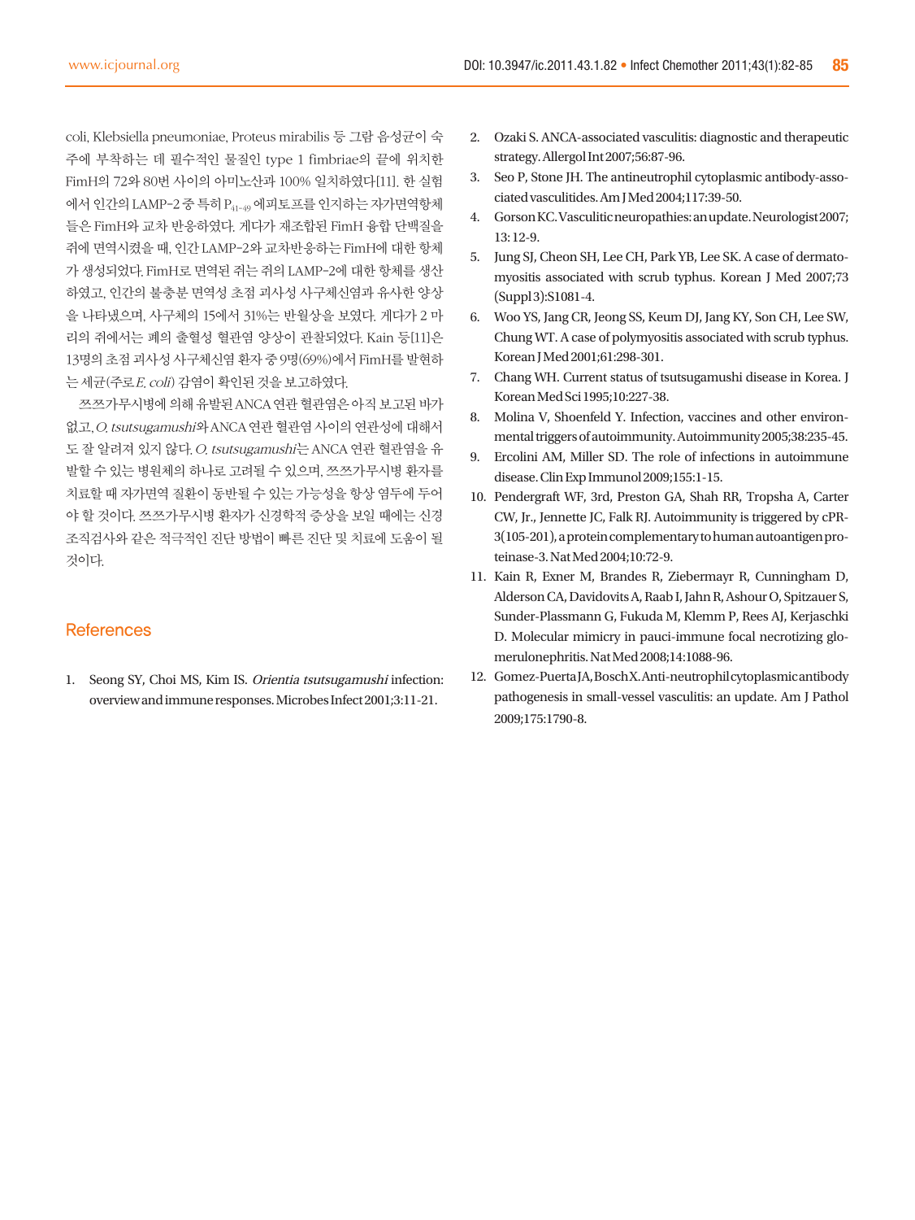coli, Klebsiella pneumoniae, Proteus mirabilis 등 그람 음성균이 숙주에 부착하는 데 필수적인 물질인 type 1 fimbriae의 끝에 위치한 FimH의 72와 80번 사이의 아미노산과 100% 일치하였다[11]. 한 실험에서 인간의 LAMP-2 중 특히 $P_{41-49}$ 에피토프를 인지하는 자가면역항체들은 FimH와 교차 반응하였다. 게다가 재조합된 FimH 융합 단백질을 쥐에 면역시켰을 때, 인간 LAMP-2와 교차반응하는 FimH에 대한 항체가 생성되었다. FimH로 면역된 쥐는 쥐의 LAMP-2에 대한 항체를 생산하였고, 인간의 불충분 면역성 초점 괴사성 사구체신염과 유사한 양상을 나타냈으며, 사구체의 15에서 31%는 반월상을 보였다. 게다가 2 마리의 쥐에서는 폐의 출혈성 혈관염 양상이 관찰되었다. Kain 등[11]은 13명의 초점 괴사성 사구체신염 환자 중 9명(69%)에서 FimH를 발현하는 세균(주로 *E. coli*) 감염이 확인된 것을 보고하였다.

쯔쯔가무시병에 의해 유발된 ANCA 연관 혈관염은 아직 보고된 바가 없고, *O. tsutsugamushi*와 ANCA 연관 혈관염 사이의 연관성에 대해서도 잘 알려져 있지 않다. *O. tsutsugamushi*는 ANCA 연관 혈관염을 유발할 수 있는 병원체의 하나로 고려될 수 있으며, 쯔쯔가무시병 환자를 치료할 때 자가면역 질환이 동반될 수 있는 가능성을 항상 염두에 두어야 할 것이다. 쯔쯔가무시병 환자가 신경학적 증상을 보일 때에는 신경조직검사와 같은 적극적인 진단 방법이 빠른 진단 및 치료에 도움이 될 것이다.

## References

1. Seong SY, Choi MS, Kim IS. *Orientia tsutsugamushi* infection: overview and immune responses. Microbes Infect 2001;3:11-21.
2. Ozaki S. ANCA-associated vasculitis: diagnostic and therapeutic strategy. Allergol Int 2007;56:87-96.
3. Seo P, Stone JH. The antineutrophil cytoplasmic antibody-associated vasculitides. Am J Med 2004;117:39-50.
4. Gorson KC. Vasculitic neuropathies: an update. Neurologist 2007; 13:12-9.
5. Jung SJ, Cheon SH, Lee CH, Park YB, Lee SK. A case of dermatomyositis associated with scrub typhus. Korean J Med 2007;73 (Suppl 3):S1081-4.
6. Woo YS, Jang CR, Jeong SS, Keum DJ, Jang KY, Son CH, Lee SW, Chung WT. A case of polymyositis associated with scrub typhus. Korean J Med 2001;61:298-301.
7. Chang WH. Current status of tsutsugamushi disease in Korea. J Korean Med Sci 1995;10:227-38.
8. Molina V, Shoenfeld Y. Infection, vaccines and other environmental triggers of autoimmunity. Autoimmunity 2005;38:235-45.
9. Ercolini AM, Miller SD. The role of infections in autoimmune disease. Clin Exp Immunol 2009;155:1-15.
10. Pendergraft WF, 3rd, Preston GA, Shah RR, Tropsha A, Carter CW, Jr., Jennette JC, Falk RJ. Autoimmunity is triggered by cPR-3(105-201), a protein complementary to human autoantigen proteinase-3. Nat Med 2004;10:72-9.
11. Kain R, Exner M, Brandes R, Ziebermayr R, Cunningham D, Alderson CA, Davidovits A, Raab I, Jahn R, Ashour O, Spitzauer S, Sunder-Plassmann G, Fukuda M, Klemm P, Rees AJ, Kerjaschki D. Molecular mimicry in pauci-immune focal necrotizing glomerulonephritis. Nat Med 2008;14:1088-96.
12. Gomez-Puerta JA, Bosch X. Anti-neutrophil cytoplasmic antibody pathogenesis in small-vessel vasculitis: an update. Am J Pathol 2009;175:1790-8.